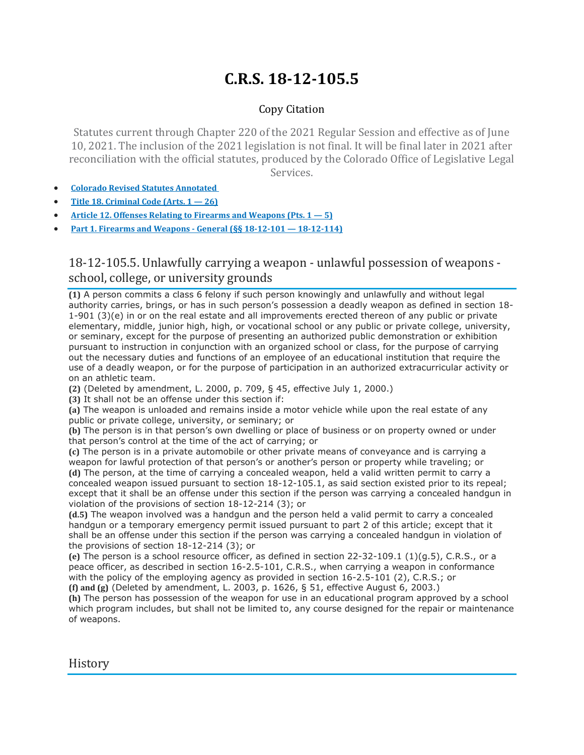# C.R.S. 18-12-105.5

Copy Citation

Statutes current through Chapter 220 of the 2021 Regular Session and effective as of June 10, 2021. The inclusion of the 2021 legislation is not final. It will be final later in 2021 after reconciliation with the official statutes, produced by the Colorado Office of Legislative Legal Services.

- **Colorado Revised Statutes Annotated**
- **Title 18. Criminal Code (Arts. 1 — 26)**
- **Article 12. Offenses Relating to Firearms and Weapons (Pts. 1 — 5)**
- **Part 1. Firearms and Weapons - General (§§ 18-12-101 — 18-12-114)**

## 18-12-105.5. Unlawfully carrying a weapon - unlawful possession of weapons - school, college, or university grounds

**(1)** A person commits a class 6 felony if such person knowingly and unlawfully and without legal authority carries, brings, or has in such person's possession a deadly weapon as defined in section 18-1-901 (3)(e) in or on the real estate and all improvements erected thereon of any public or private elementary, middle, junior high, high, or vocational school or any public or private college, university, or seminary, except for the purpose of presenting an authorized public demonstration or exhibition pursuant to instruction in conjunction with an organized school or class, for the purpose of carrying out the necessary duties and functions of an employee of an educational institution that require the use of a deadly weapon, or for the purpose of participation in an authorized extracurricular activity or on an athletic team.

**(2)** (Deleted by amendment, L. 2000, p. 709, § 45, effective July 1, 2000.)

**(3)** It shall not be an offense under this section if:

**(a)** The weapon is unloaded and remains inside a motor vehicle while upon the real estate of any public or private college, university, or seminary; or

**(b)** The person is in that person's own dwelling or place of business or on property owned or under that person's control at the time of the act of carrying; or

**(c)** The person is in a private automobile or other private means of conveyance and is carrying a weapon for lawful protection of that person's or another's person or property while traveling; or

**(d)** The person, at the time of carrying a concealed weapon, held a valid written permit to carry a concealed weapon issued pursuant to section 18-12-105.1, as said section existed prior to its repeal; except that it shall be an offense under this section if the person was carrying a concealed handgun in violation of the provisions of section 18-12-214 (3); or

**(d.5)** The weapon involved was a handgun and the person held a valid permit to carry a concealed handgun or a temporary emergency permit issued pursuant to part 2 of this article; except that it shall be an offense under this section if the person was carrying a concealed handgun in violation of the provisions of section 18-12-214 (3); or

**(e)** The person is a school resource officer, as defined in section 22-32-109.1 (1)(g.5), C.R.S., or a peace officer, as described in section 16-2.5-101, C.R.S., when carrying a weapon in conformance with the policy of the employing agency as provided in section 16-2.5-101 (2), C.R.S.; or

**(f) and (g)** (Deleted by amendment, L. 2003, p. 1626, § 51, effective August 6, 2003.)

**(h)** The person has possession of the weapon for use in an educational program approved by a school which program includes, but shall not be limited to, any course designed for the repair or maintenance of weapons.

## History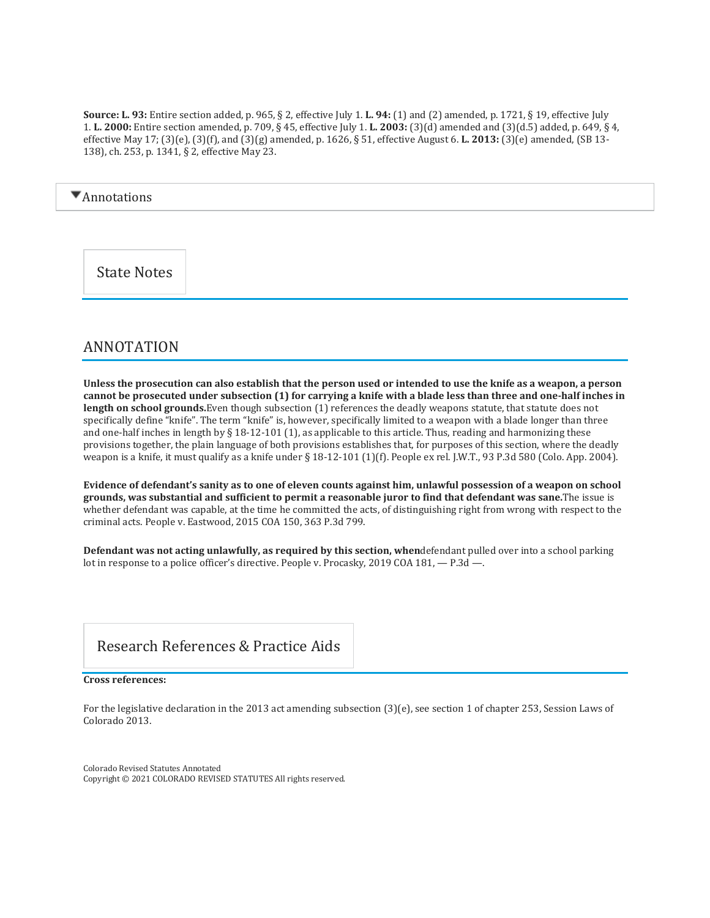**Source: L. 93:** Entire section added, p. 965, § 2, effective July 1. **L. 94:** (1) and (2) amended, p. 1721, § 19, effective July 1. **L. 2000:** Entire section amended, p. 709, § 45, effective July 1. **L. 2003:** (3)(d) amended and (3)(d.5) added, p. 649, § 4, effective May 17; (3)(e), (3)(f), and (3)(g) amended, p. 1626, § 51, effective August 6. **L. 2013:** (3)(e) amended, (SB 13-138), ch. 253, p. 1341, § 2, effective May 23.

## Annotations

### State Notes

## ANNOTATION

**Unless the prosecution can also establish that the person used or intended to use the knife as a weapon, a person cannot be prosecuted under subsection (1) for carrying a knife with a blade less than three and one-half inches in length on school grounds.** Even though subsection (1) references the deadly weapons statute, that statute does not specifically define "knife". The term "knife" is, however, specifically limited to a weapon with a blade longer than three and one-half inches in length by § 18-12-101 (1), as applicable to this article. Thus, reading and harmonizing these provisions together, the plain language of both provisions establishes that, for purposes of this section, where the deadly weapon is a knife, it must qualify as a knife under § 18-12-101 (1)(f). People ex rel. J.W.T., 93 P.3d 580 (Colo. App. 2004).

**Evidence of defendant's sanity as to one of eleven counts against him, unlawful possession of a weapon on school grounds, was substantial and sufficient to permit a reasonable juror to find that defendant was sane.** The issue is whether defendant was capable, at the time he committed the acts, of distinguishing right from wrong with respect to the criminal acts. People v. Eastwood, 2015 COA 150, 363 P.3d 799.

**Defendant was not acting unlawfully, as required by this section, when** defendant pulled over into a school parking lot in response to a police officer's directive. People v. Procasky, 2019 COA 181, — P.3d —.

### Research References & Practice Aids

**Cross references:**

For the legislative declaration in the 2013 act amending subsection (3)(e), see section 1 of chapter 253, Session Laws of Colorado 2013.

Colorado Revised Statutes Annotated
Copyright © 2021 COLORADO REVISED STATUTES All rights reserved.